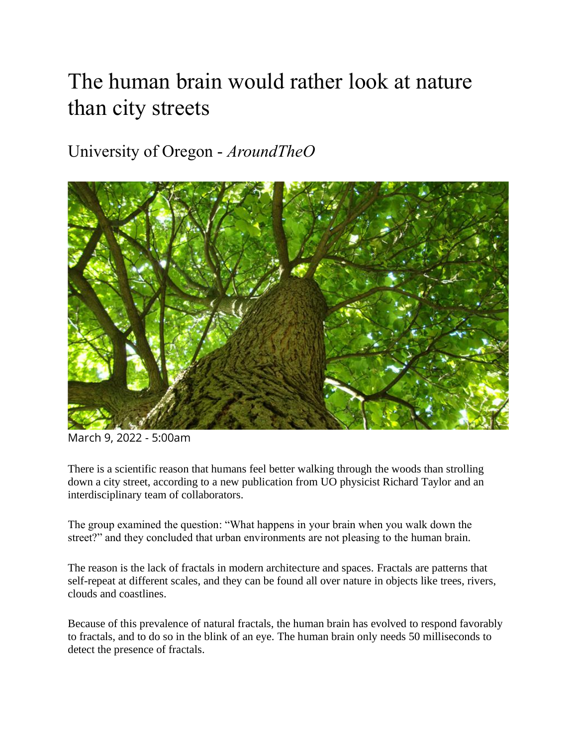# The human brain would rather look at nature than city streets

## University of Oregon - *AroundTheO*

March 9, 2022 - 5:00am

There is a scientific reason that humans feel better walking through the woods than strolling down a city street, according to a new publication from UO physicist Richard Taylor and an interdisciplinary team of collaborators.

The group examined the question: "What happens in your brain when you walk down the street?" and they concluded that urban environments are not pleasing to the human brain.

The reason is the lack of fractals in modern architecture and spaces. Fractals are patterns that self-repeat at different scales, and they can be found all over nature in objects like trees, rivers, clouds and coastlines.

Because of this prevalence of natural fractals, the human brain has evolved to respond favorably to fractals, and to do so in the blink of an eye. The human brain only needs 50 milliseconds to detect the presence of fractals.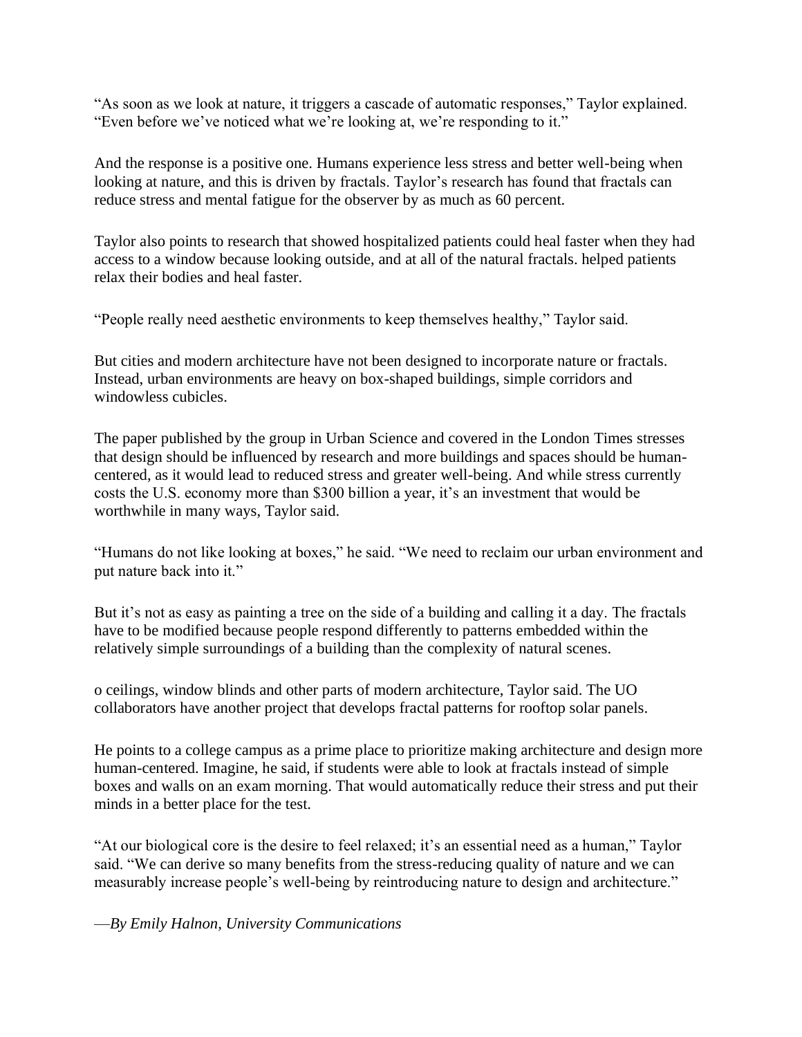"As soon as we look at nature, it triggers a cascade of automatic responses," Taylor explained. "Even before we've noticed what we're looking at, we're responding to it."

And the response is a positive one. Humans experience less stress and better well-being when looking at nature, and this is driven by fractals. Taylor's research has found that fractals can reduce stress and mental fatigue for the observer by as much as 60 percent.

Taylor also points to research that showed hospitalized patients could heal faster when they had access to a window because looking outside, and at all of the natural fractals. helped patients relax their bodies and heal faster.

"People really need aesthetic environments to keep themselves healthy," Taylor said.

But cities and modern architecture have not been designed to incorporate nature or fractals. Instead, urban environments are heavy on box-shaped buildings, simple corridors and windowless cubicles.

The paper published by the group in Urban Science and covered in the London Times stresses that design should be influenced by research and more buildings and spaces should be human-centered, as it would lead to reduced stress and greater well-being. And while stress currently costs the U.S. economy more than $300 billion a year, it's an investment that would be worthwhile in many ways, Taylor said.

"Humans do not like looking at boxes," he said. "We need to reclaim our urban environment and put nature back into it."

But it's not as easy as painting a tree on the side of a building and calling it a day. The fractals have to be modified because people respond differently to patterns embedded within the relatively simple surroundings of a building than the complexity of natural scenes.

o ceilings, window blinds and other parts of modern architecture, Taylor said. The UO collaborators have another project that develops fractal patterns for rooftop solar panels.

He points to a college campus as a prime place to prioritize making architecture and design more human-centered. Imagine, he said, if students were able to look at fractals instead of simple boxes and walls on an exam morning. That would automatically reduce their stress and put their minds in a better place for the test.

"At our biological core is the desire to feel relaxed; it's an essential need as a human," Taylor said. "We can derive so many benefits from the stress-reducing quality of nature and we can measurably increase people's well-being by reintroducing nature to design and architecture."

—*By Emily Halnon, University Communications*